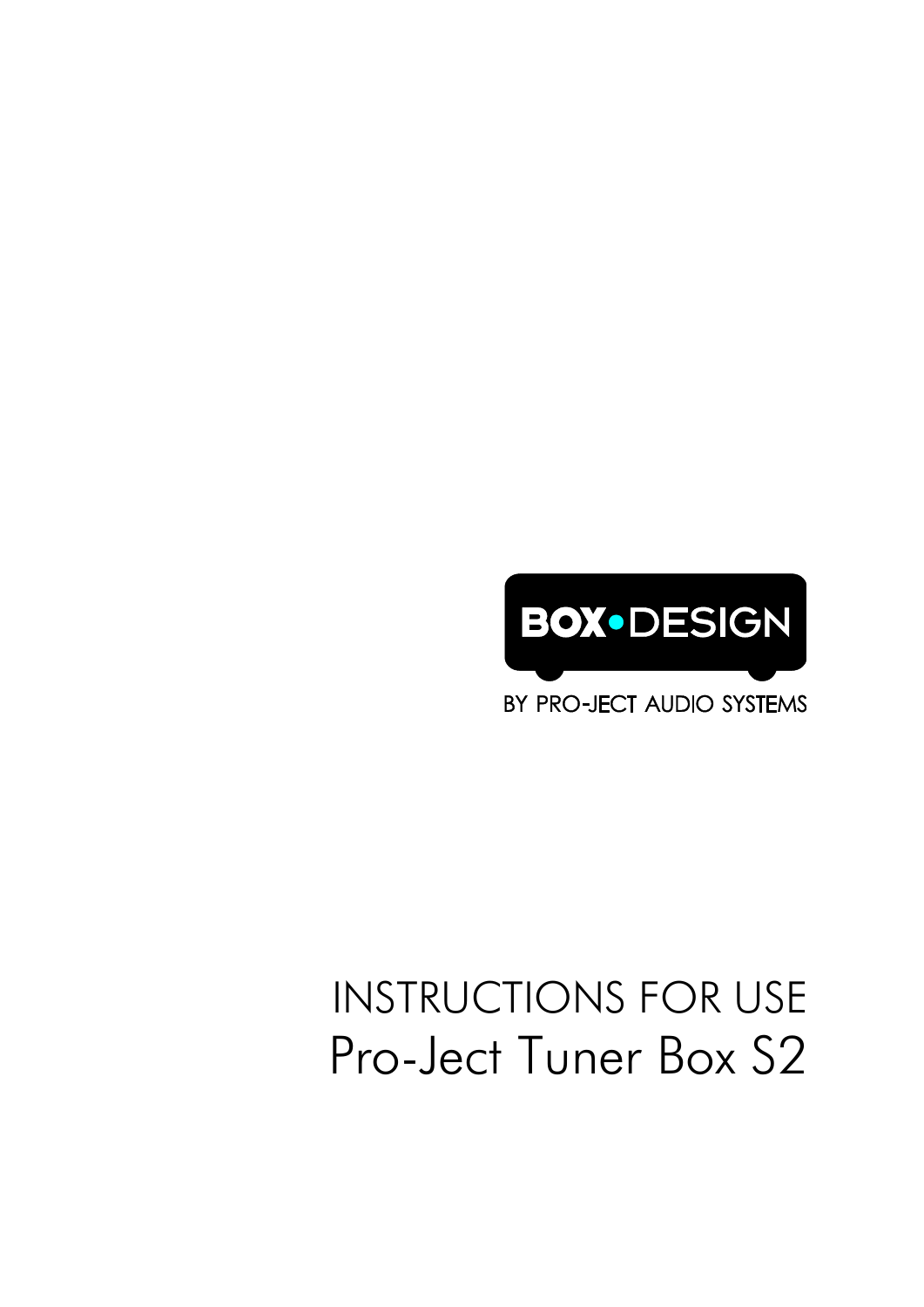BOX•DESIGN

BY PRO-JECT AUDIO SYSTEMS

# INSTRUCTIONS FOR USE

# Pro-Ject Tuner Box S2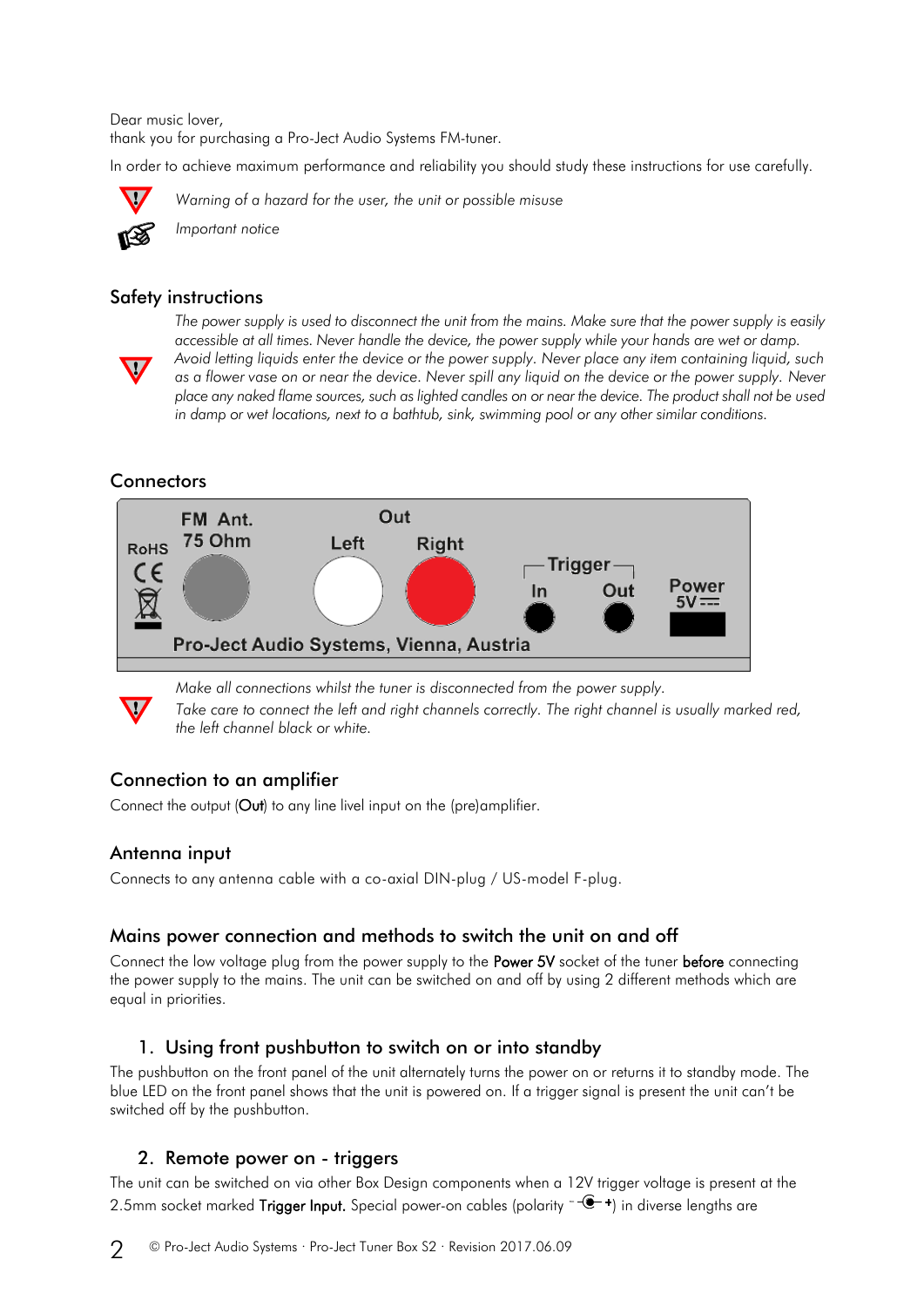Dear music lover,
thank you for purchasing a Pro-Ject Audio Systems FM-tuner.

In order to achieve maximum performance and reliability you should study these instructions for use carefully.

*Warning of a hazard for the user, the unit or possible misuse*

*Important notice*

## Safety instructions

*The power supply is used to disconnect the unit from the mains. Make sure that the power supply is easily accessible at all times. Never handle the device, the power supply while your hands are wet or damp. Avoid letting liquids enter the device or the power supply. Never place any item containing liquid, such as a flower vase on or near the device. Never spill any liquid on the device or the power supply. Never place any naked flame sources, such as lighted candles on or near the device. The product shall not be used in damp or wet locations, next to a bathtub, sink, swimming pool or any other similar conditions.*

## Connectors

RoHS | FM Ant. 75 Ohm | Out: Left, Right | Trigger: In, Out | Power 5V ⎓

Pro-Ject Audio Systems, Vienna, Austria

*Make all connections whilst the tuner is disconnected from the power supply.*
*Take care to connect the left and right channels correctly. The right channel is usually marked red, the left channel black or white.*

## Connection to an amplifier

Connect the output (**Out**) to any line livel input on the (pre)amplifier.

## Antenna input

Connects to any antenna cable with a co-axial DIN-plug / US-model F-plug.

## Mains power connection and methods to switch the unit on and off

Connect the low voltage plug from the power supply to the **Power 5V** socket of the tuner **before** connecting the power supply to the mains. The unit can be switched on and off by using 2 different methods which are equal in priorities.

### 1. Using front pushbutton to switch on or into standby

The pushbutton on the front panel of the unit alternately turns the power on or returns it to standby mode. The blue LED on the front panel shows that the unit is powered on. If a trigger signal is present the unit can't be switched off by the pushbutton.

### 2. Remote power on - triggers

The unit can be switched on via other Box Design components when a 12V trigger voltage is present at the 2.5mm socket marked **Trigger Input.** Special power-on cables (polarity − ◉ +) in diverse lengths are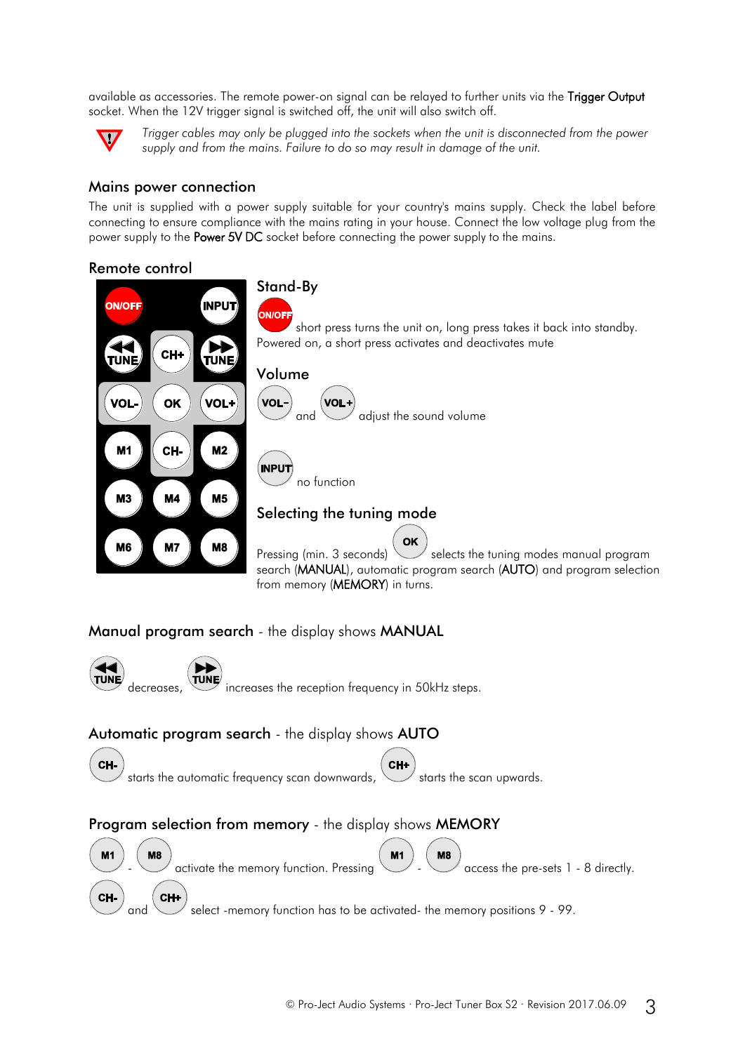available as accessories. The remote power-on signal can be relayed to further units via the **Trigger Output** socket. When the 12V trigger signal is switched off, the unit will also switch off.

*Trigger cables may only be plugged into the sockets when the unit is disconnected from the power supply and from the mains. Failure to do so may result in damage of the unit.*

## Mains power connection

The unit is supplied with a power supply suitable for your country's mains supply. Check the label before connecting to ensure compliance with the mains rating in your house. Connect the low voltage plug from the power supply to the **Power 5V DC** socket before connecting the power supply to the mains.

## Remote control

### Stand-By

ON/OFF short press turns the unit on, long press takes it back into standby. Powered on, a short press activates and deactivates mute

### Volume

VOL– and VOL+ adjust the sound volume

INPUT no function

### Selecting the tuning mode

Pressing (min. 3 seconds) OK selects the tuning modes manual program search (**MANUAL**), automatic program search (**AUTO**) and program selection from memory (**MEMORY**) in turns.

## Manual program search - the display shows MANUAL

◀◀ TUNE decreases, ▶▶ TUNE increases the reception frequency in 50kHz steps.

## Automatic program search - the display shows AUTO

CH- starts the automatic frequency scan downwards, CH+ starts the scan upwards.

## Program selection from memory - the display shows MEMORY

M1 - M8 activate the memory function. Pressing M1 - M8 access the pre-sets 1 - 8 directly.

CH- and CH+ select -memory function has to be activated- the memory positions 9 - 99.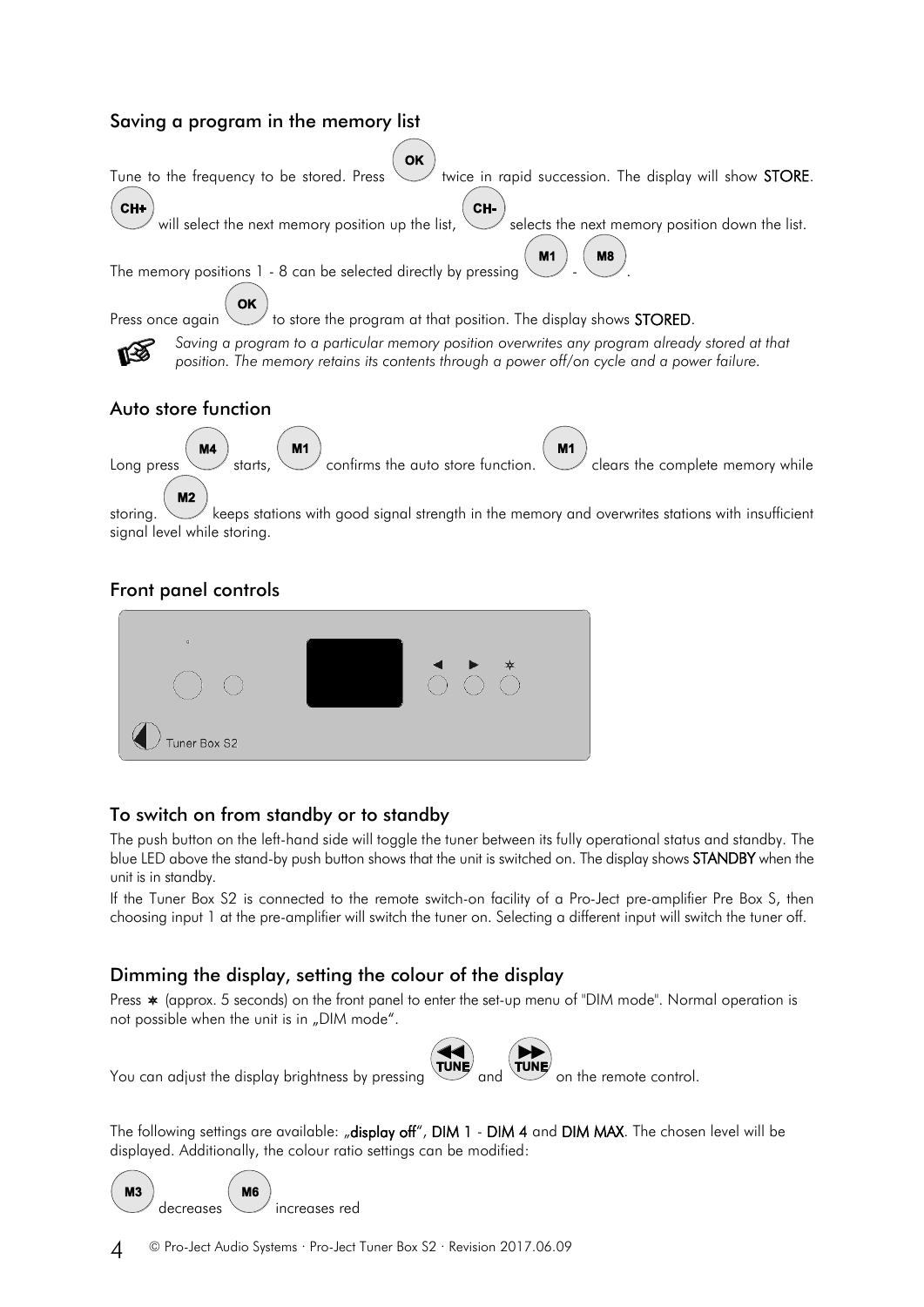## Saving a program in the memory list

Tune to the frequency to be stored. Press OK twice in rapid succession. The display will show **STORE**. CH+ will select the next memory position up the list, CH- selects the next memory position down the list. The memory positions 1 - 8 can be selected directly by pressing M1 - M8.

Press once again OK to store the program at that position. The display shows **STORED**.

*Saving a program to a particular memory position overwrites any program already stored at that position. The memory retains its contents through a power off/on cycle and a power failure.*

## Auto store function

Long press M4 starts, M1 confirms the auto store function. M1 clears the complete memory while storing. M2 keeps stations with good signal strength in the memory and overwrites stations with insufficient signal level while storing.

## Front panel controls

◄ ► ✱

Tuner Box S2

## To switch on from standby or to standby

The push button on the left-hand side will toggle the tuner between its fully operational status and standby. The blue LED above the stand-by push button shows that the unit is switched on. The display shows **STANDBY** when the unit is in standby.

If the Tuner Box S2 is connected to the remote switch-on facility of a Pro-Ject pre-amplifier Pre Box S, then choosing input 1 at the pre-amplifier will switch the tuner on. Selecting a different input will switch the tuner off.

## Dimming the display, setting the colour of the display

Press ✱ (approx. 5 seconds) on the front panel to enter the set-up menu of "DIM mode". Normal operation is not possible when the unit is in „DIM mode".

You can adjust the display brightness by pressing ◄◄ TUNE and ►► TUNE on the remote control.

The following settings are available: **„display off"**, **DIM 1** - **DIM 4** and **DIM MAX**. The chosen level will be displayed. Additionally, the colour ratio settings can be modified:

M3 decreases M6 increases red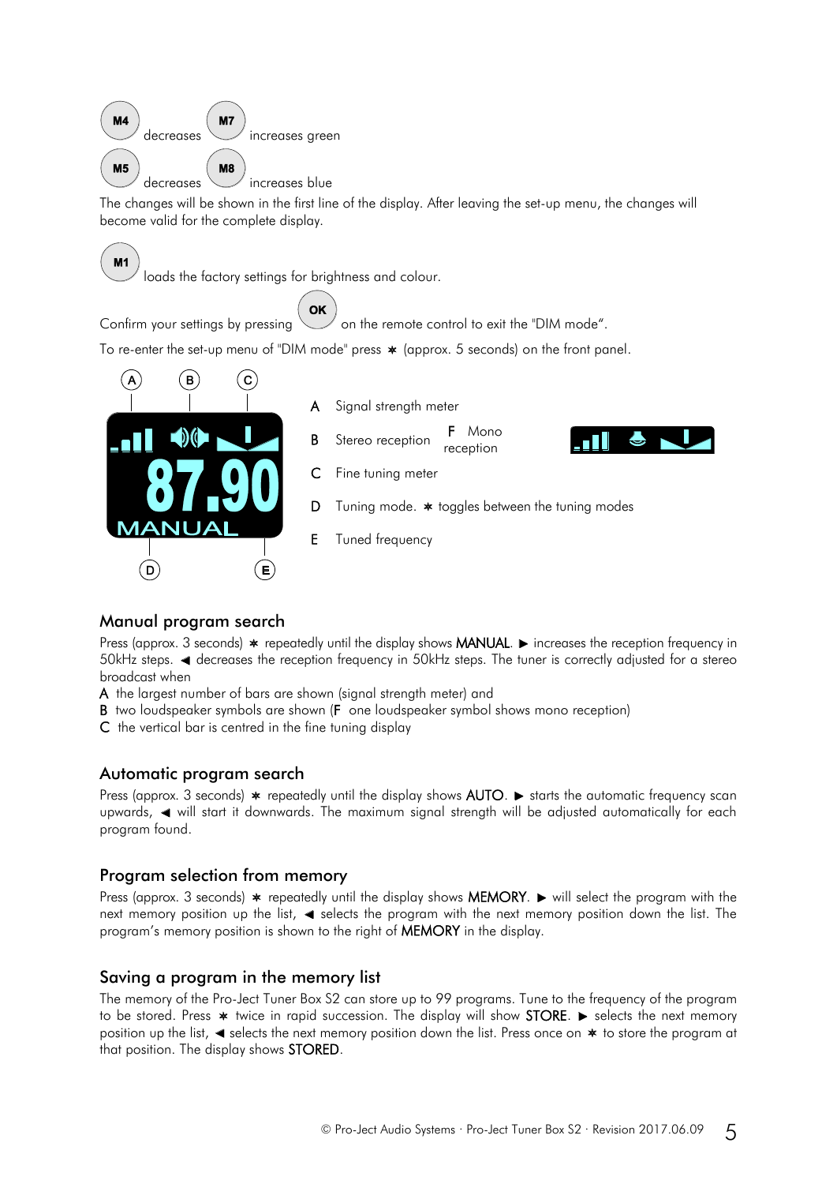M4 decreases M7 increases green

M5 decreases M8 increases blue

The changes will be shown in the first line of the display. After leaving the set-up menu, the changes will become valid for the complete display.

M1 loads the factory settings for brightness and colour.

Confirm your settings by pressing OK on the remote control to exit the "DIM mode".

To re-enter the set-up menu of "DIM mode" press ✱ (approx. 5 seconds) on the front panel.

A Signal strength meter

B Stereo reception F Mono reception

C Fine tuning meter

D Tuning mode. ✱ toggles between the tuning modes

E Tuned frequency

## Manual program search

Press (approx. 3 seconds) ✱ repeatedly until the display shows MANUAL. ▶ increases the reception frequency in 50kHz steps. ◀ decreases the reception frequency in 50kHz steps. The tuner is correctly adjusted for a stereo broadcast when

A the largest number of bars are shown (signal strength meter) and

B two loudspeaker symbols are shown (F one loudspeaker symbol shows mono reception)

C the vertical bar is centred in the fine tuning display

## Automatic program search

Press (approx. 3 seconds) ✱ repeatedly until the display shows AUTO. ▶ starts the automatic frequency scan upwards, ◀ will start it downwards. The maximum signal strength will be adjusted automatically for each program found.

## Program selection from memory

Press (approx. 3 seconds) ✱ repeatedly until the display shows MEMORY. ▶ will select the program with the next memory position up the list, ◀ selects the program with the next memory position down the list. The program's memory position is shown to the right of MEMORY in the display.

## Saving a program in the memory list

The memory of the Pro-Ject Tuner Box S2 can store up to 99 programs. Tune to the frequency of the program to be stored. Press ✱ twice in rapid succession. The display will show STORE. ▶ selects the next memory position up the list, ◀ selects the next memory position down the list. Press once on ✱ to store the program at that position. The display shows STORED.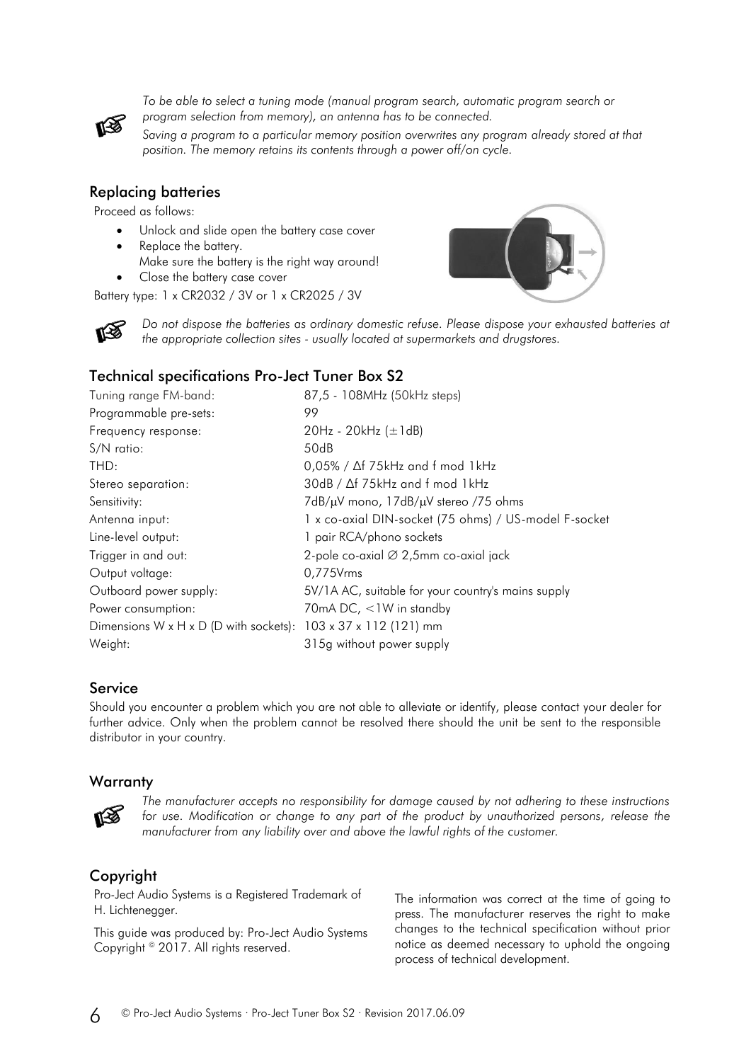*To be able to select a tuning mode (manual program search, automatic program search or program selection from memory), an antenna has to be connected.*

*Saving a program to a particular memory position overwrites any program already stored at that position. The memory retains its contents through a power off/on cycle.*

## Replacing batteries

Proceed as follows:

- Unlock and slide open the battery case cover
- Replace the battery.
  Make sure the battery is the right way around!
- Close the battery case cover

Battery type: 1 x CR2032 / 3V or 1 x CR2025 / 3V

*Do not dispose the batteries as ordinary domestic refuse. Please dispose your exhausted batteries at the appropriate collection sites - usually located at supermarkets and drugstores.*

## Technical specifications Pro-Ject Tuner Box S2

| | |
|---|---|
| Tuning range FM-band: | 87,5 - 108MHz (50kHz steps) |
| Programmable pre-sets: | 99 |
| Frequency response: | 20Hz - 20kHz (±1dB) |
| S/N ratio: | 50dB |
| THD: | 0,05% / Δf 75kHz and f mod 1kHz |
| Stereo separation: | 30dB / Δf 75kHz and f mod 1kHz |
| Sensitivity: | 7dB/μV mono, 17dB/μV stereo /75 ohms |
| Antenna input: | 1 x co-axial DIN-socket (75 ohms) / US-model F-socket |
| Line-level output: | 1 pair RCA/phono sockets |
| Trigger in and out: | 2-pole co-axial ∅ 2,5mm co-axial jack |
| Output voltage: | 0,775Vrms |
| Outboard power supply: | 5V/1A AC, suitable for your country's mains supply |
| Power consumption: | 70mA DC, <1W in standby |
| Dimensions W x H x D (D with sockets): | 103 x 37 x 112 (121) mm |
| Weight: | 315g without power supply |

## Service

Should you encounter a problem which you are not able to alleviate or identify, please contact your dealer for further advice. Only when the problem cannot be resolved there should the unit be sent to the responsible distributor in your country.

## Warranty

*The manufacturer accepts no responsibility for damage caused by not adhering to these instructions for use. Modification or change to any part of the product by unauthorized persons, release the manufacturer from any liability over and above the lawful rights of the customer.*

## Copyright

Pro-Ject Audio Systems is a Registered Trademark of H. Lichtenegger.

This guide was produced by: Pro-Ject Audio Systems Copyright © 2017. All rights reserved.

The information was correct at the time of going to press. The manufacturer reserves the right to make changes to the technical specification without prior notice as deemed necessary to uphold the ongoing process of technical development.